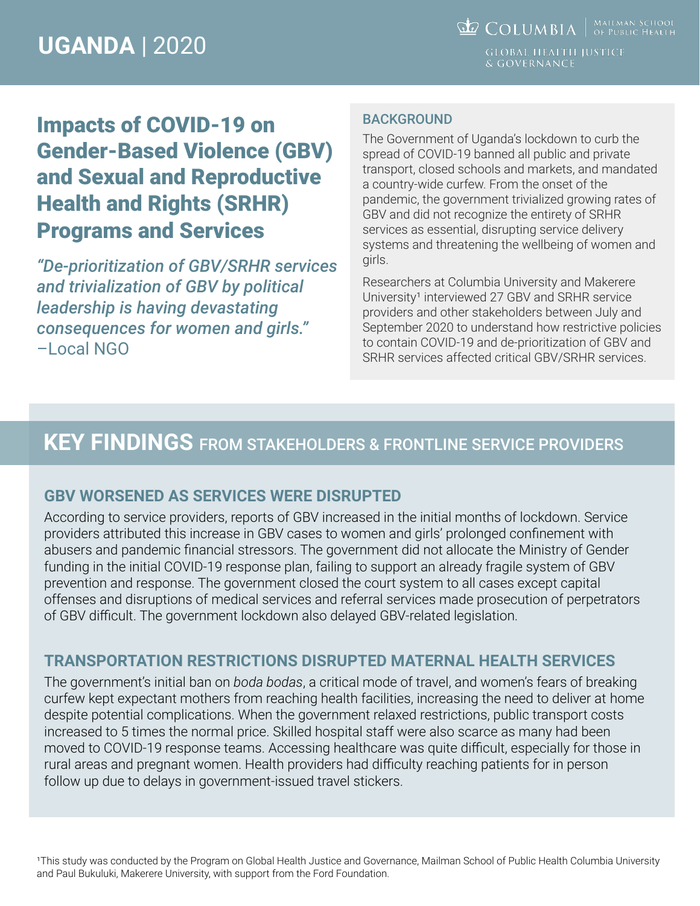# UGANDA | 2020

COLUMBIA | MAILMAN SCHOOL OF PUBLIC HEALTH

GLOBAL HEALTH JUSTICE & GOVERNANCE

## Impacts of COVID-19 on Gender-Based Violence (GBV) and Sexual and Reproductive Health and Rights (SRHR) Programs and Services

*"De-prioritization of GBV/SRHR services and trivialization of GBV by political leadership is having devastating consequences for women and girls."*
–Local NGO

### BACKGROUND

The Government of Uganda's lockdown to curb the spread of COVID-19 banned all public and private transport, closed schools and markets, and mandated a country-wide curfew. From the onset of the pandemic, the government trivialized growing rates of GBV and did not recognize the entirety of SRHR services as essential, disrupting service delivery systems and threatening the wellbeing of women and girls.

Researchers at Columbia University and Makerere University[1] interviewed 27 GBV and SRHR service providers and other stakeholders between July and September 2020 to understand how restrictive policies to contain COVID-19 and de-prioritization of GBV and SRHR services affected critical GBV/SRHR services.

## KEY FINDINGS FROM STAKEHOLDERS & FRONTLINE SERVICE PROVIDERS

### GBV WORSENED AS SERVICES WERE DISRUPTED

According to service providers, reports of GBV increased in the initial months of lockdown. Service providers attributed this increase in GBV cases to women and girls' prolonged confinement with abusers and pandemic financial stressors. The government did not allocate the Ministry of Gender funding in the initial COVID-19 response plan, failing to support an already fragile system of GBV prevention and response. The government closed the court system to all cases except capital offenses and disruptions of medical services and referral services made prosecution of perpetrators of GBV difficult. The government lockdown also delayed GBV-related legislation.

### TRANSPORTATION RESTRICTIONS DISRUPTED MATERNAL HEALTH SERVICES

The government's initial ban on *boda bodas*, a critical mode of travel, and women's fears of breaking curfew kept expectant mothers from reaching health facilities, increasing the need to deliver at home despite potential complications. When the government relaxed restrictions, public transport costs increased to 5 times the normal price. Skilled hospital staff were also scarce as many had been moved to COVID-19 response teams. Accessing healthcare was quite difficult, especially for those in rural areas and pregnant women. Health providers had difficulty reaching patients for in person follow up due to delays in government-issued travel stickers.

[1] This study was conducted by the Program on Global Health Justice and Governance, Mailman School of Public Health Columbia University and Paul Bukuluki, Makerere University, with support from the Ford Foundation.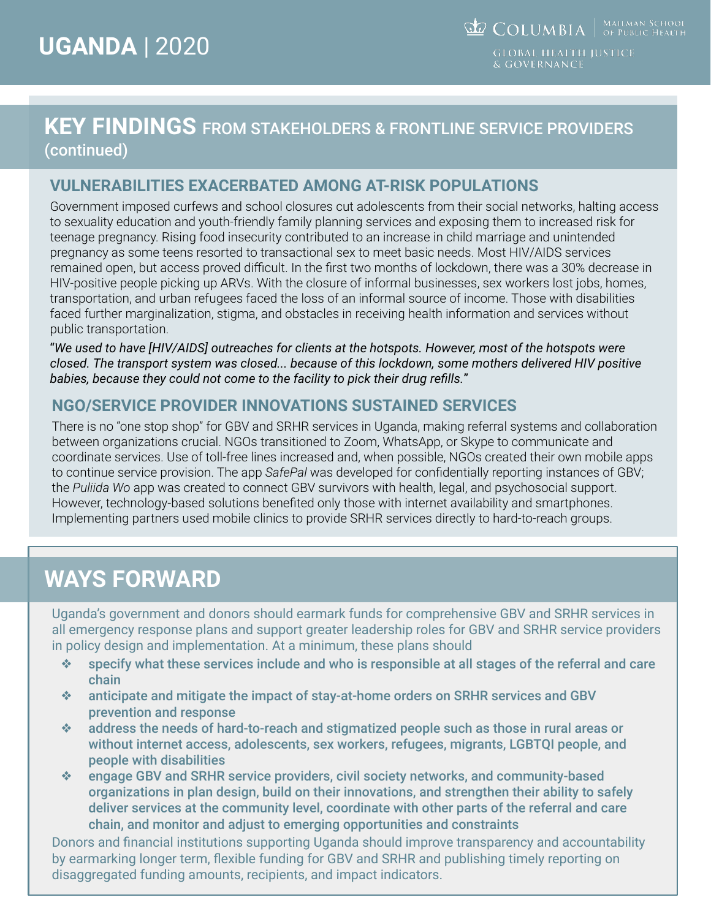# UGANDA | 2020

## KEY FINDINGS FROM STAKEHOLDERS & FRONTLINE SERVICE PROVIDERS (continued)

### VULNERABILITIES EXACERBATED AMONG AT-RISK POPULATIONS

Government imposed curfews and school closures cut adolescents from their social networks, halting access to sexuality education and youth-friendly family planning services and exposing them to increased risk for teenage pregnancy. Rising food insecurity contributed to an increase in child marriage and unintended pregnancy as some teens resorted to transactional sex to meet basic needs. Most HIV/AIDS services remained open, but access proved difficult. In the first two months of lockdown, there was a 30% decrease in HIV-positive people picking up ARVs. With the closure of informal businesses, sex workers lost jobs, homes, transportation, and urban refugees faced the loss of an informal source of income. Those with disabilities faced further marginalization, stigma, and obstacles in receiving health information and services without public transportation.

"*We used to have [HIV/AIDS] outreaches for clients at the hotspots. However, most of the hotspots were closed. The transport system was closed... because of this lockdown, some mothers delivered HIV positive babies, because they could not come to the facility to pick their drug refills.*"

### NGO/SERVICE PROVIDER INNOVATIONS SUSTAINED SERVICES

There is no "one stop shop" for GBV and SRHR services in Uganda, making referral systems and collaboration between organizations crucial. NGOs transitioned to Zoom, WhatsApp, or Skype to communicate and coordinate services. Use of toll-free lines increased and, when possible, NGOs created their own mobile apps to continue service provision. The app *SafePal* was developed for confidentially reporting instances of GBV; the *Puliida Wo* app was created to connect GBV survivors with health, legal, and psychosocial support. However, technology-based solutions benefited only those with internet availability and smartphones. Implementing partners used mobile clinics to provide SRHR services directly to hard-to-reach groups.

## WAYS FORWARD

Uganda's government and donors should earmark funds for comprehensive GBV and SRHR services in all emergency response plans and support greater leadership roles for GBV and SRHR service providers in policy design and implementation. At a minimum, these plans should

- **specify what these services include and who is responsible at all stages of the referral and care chain**
- **anticipate and mitigate the impact of stay-at-home orders on SRHR services and GBV prevention and response**
- **address the needs of hard-to-reach and stigmatized people such as those in rural areas or without internet access, adolescents, sex workers, refugees, migrants, LGBTQI people, and people with disabilities**
- **engage GBV and SRHR service providers, civil society networks, and community-based organizations in plan design, build on their innovations, and strengthen their ability to safely deliver services at the community level, coordinate with other parts of the referral and care chain, and monitor and adjust to emerging opportunities and constraints**

Donors and financial institutions supporting Uganda should improve transparency and accountability by earmarking longer term, flexible funding for GBV and SRHR and publishing timely reporting on disaggregated funding amounts, recipients, and impact indicators.